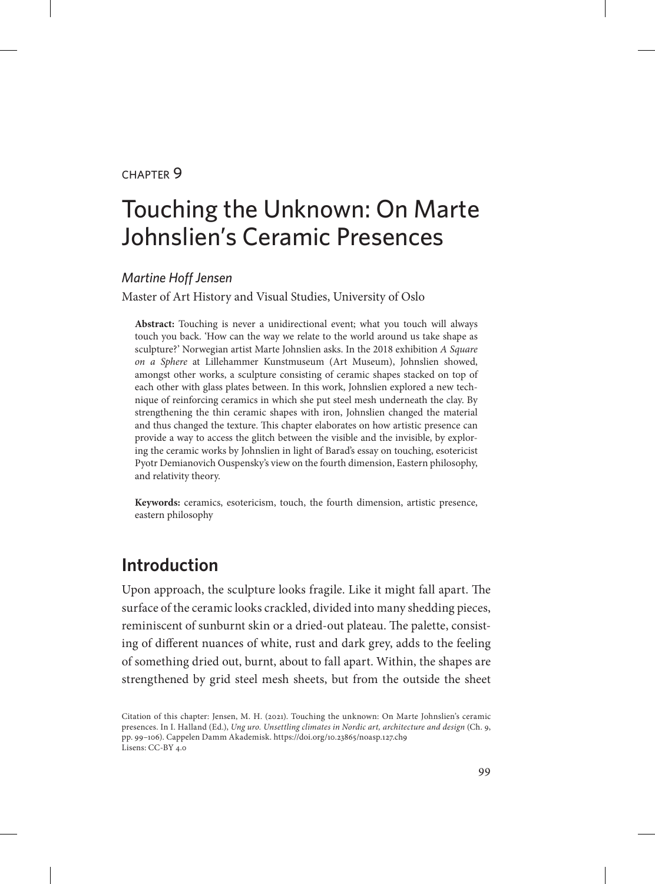CHAPTER 9

# Touching the Unknown: On Marte Johnslien's Ceramic Presences

*Martine Hoff Jensen*

Master of Art History and Visual Studies, University of Oslo

**Abstract:** Touching is never a unidirectional event; what you touch will always touch you back. 'How can the way we relate to the world around us take shape as sculpture?' Norwegian artist Marte Johnslien asks. In the 2018 exhibition *A Square on a Sphere* at Lillehammer Kunstmuseum (Art Museum), Johnslien showed, amongst other works, a sculpture consisting of ceramic shapes stacked on top of each other with glass plates between. In this work, Johnslien explored a new technique of reinforcing ceramics in which she put steel mesh underneath the clay. By strengthening the thin ceramic shapes with iron, Johnslien changed the material and thus changed the texture. This chapter elaborates on how artistic presence can provide a way to access the glitch between the visible and the invisible, by exploring the ceramic works by Johnslien in light of Barad's essay on touching, esotericist Pyotr Demianovich Ouspensky's view on the fourth dimension, Eastern philosophy, and relativity theory.

**Keywords:** ceramics, esotericism, touch, the fourth dimension, artistic presence, eastern philosophy

## Introduction

Upon approach, the sculpture looks fragile. Like it might fall apart. The surface of the ceramic looks crackled, divided into many shedding pieces, reminiscent of sunburnt skin or a dried-out plateau. The palette, consisting of different nuances of white, rust and dark grey, adds to the feeling of something dried out, burnt, about to fall apart. Within, the shapes are strengthened by grid steel mesh sheets, but from the outside the sheet

Citation of this chapter: Jensen, M. H. (2021). Touching the unknown: On Marte Johnslien's ceramic presences. In I. Halland (Ed.), *Ung uro. Unsettling climates in Nordic art, architecture and design* (Ch. 9, pp. 99–106). Cappelen Damm Akademisk. https://doi.org/10.23865/noasp.127.ch9
Lisens: CC-BY 4.0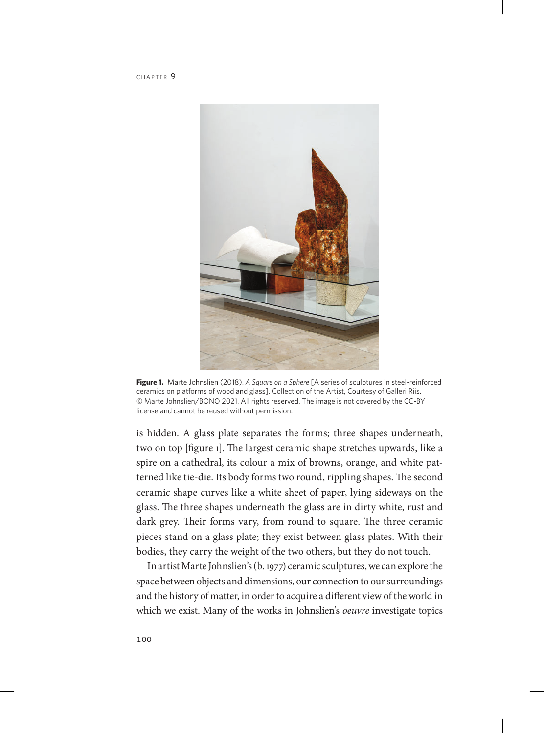**Figure 1.** Marte Johnslien (2018). *A Square on a Sphere* [A series of sculptures in steel-reinforced ceramics on platforms of wood and glass]. Collection of the Artist, Courtesy of Galleri Riis. © Marte Johnslien/BONO 2021. All rights reserved. The image is not covered by the CC-BY license and cannot be reused without permission.

is hidden. A glass plate separates the forms; three shapes underneath, two on top [figure 1]. The largest ceramic shape stretches upwards, like a spire on a cathedral, its colour a mix of browns, orange, and white patterned like tie-die. Its body forms two round, rippling shapes. The second ceramic shape curves like a white sheet of paper, lying sideways on the glass. The three shapes underneath the glass are in dirty white, rust and dark grey. Their forms vary, from round to square. The three ceramic pieces stand on a glass plate; they exist between glass plates. With their bodies, they carry the weight of the two others, but they do not touch.

In artist Marte Johnslien's (b. 1977) ceramic sculptures, we can explore the space between objects and dimensions, our connection to our surroundings and the history of matter, in order to acquire a different view of the world in which we exist. Many of the works in Johnslien's *oeuvre* investigate topics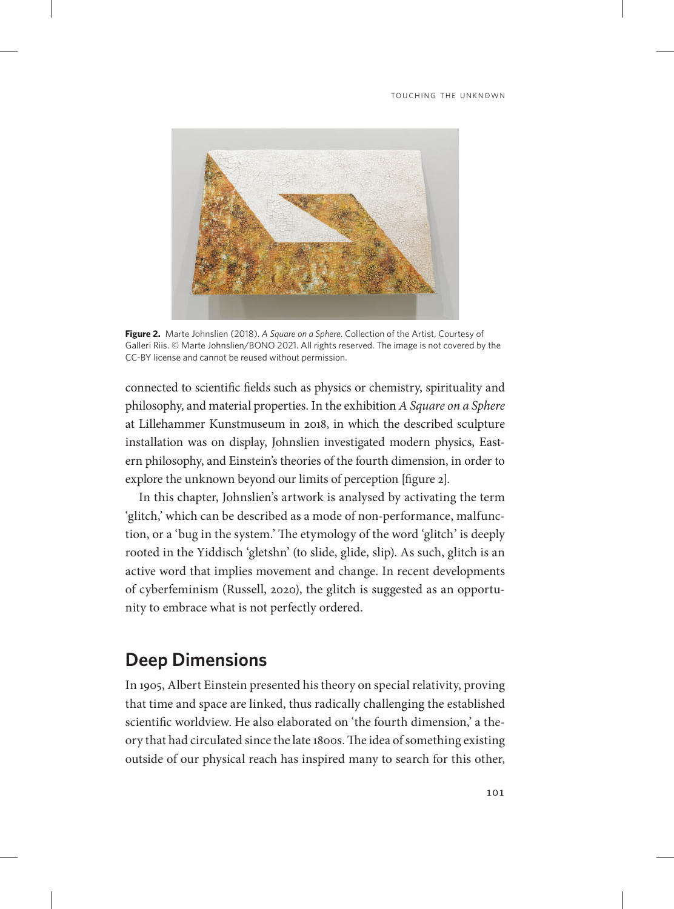**Figure 2.** Marte Johnslien (2018). *A Square on a Sphere*. Collection of the Artist, Courtesy of Galleri Riis. © Marte Johnslien/BONO 2021. All rights reserved. The image is not covered by the CC-BY license and cannot be reused without permission.

connected to scientific fields such as physics or chemistry, spirituality and philosophy, and material properties. In the exhibition *A Square on a Sphere* at Lillehammer Kunstmuseum in 2018, in which the described sculpture installation was on display, Johnslien investigated modern physics, Eastern philosophy, and Einstein's theories of the fourth dimension, in order to explore the unknown beyond our limits of perception [figure 2].

In this chapter, Johnslien's artwork is analysed by activating the term 'glitch,' which can be described as a mode of non-performance, malfunction, or a 'bug in the system.' The etymology of the word 'glitch' is deeply rooted in the Yiddisch 'gletshn' (to slide, glide, slip). As such, glitch is an active word that implies movement and change. In recent developments of cyberfeminism (Russell, 2020), the glitch is suggested as an opportunity to embrace what is not perfectly ordered.

## Deep Dimensions

In 1905, Albert Einstein presented his theory on special relativity, proving that time and space are linked, thus radically challenging the established scientific worldview. He also elaborated on 'the fourth dimension,' a theory that had circulated since the late 1800s. The idea of something existing outside of our physical reach has inspired many to search for this other,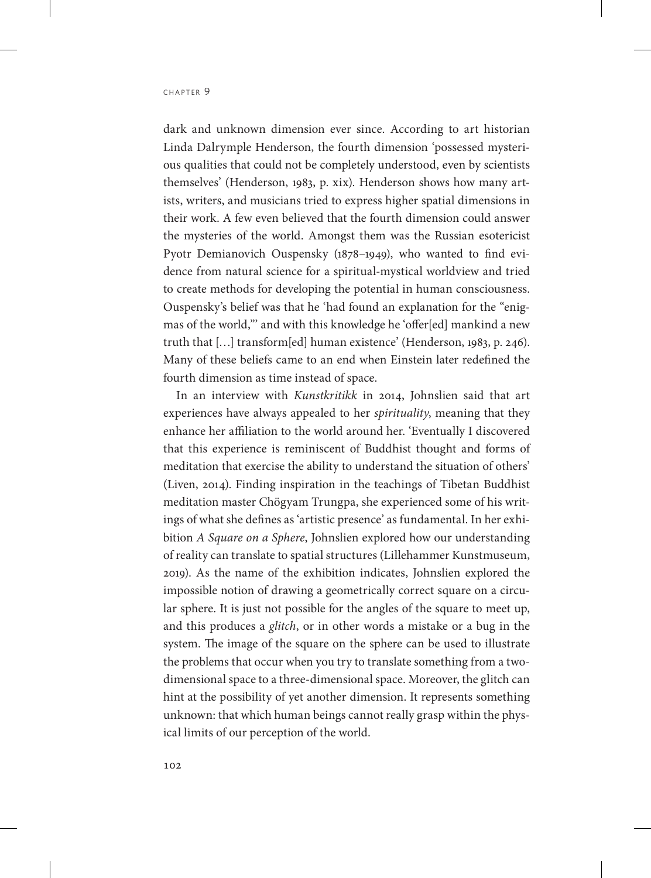dark and unknown dimension ever since. According to art historian Linda Dalrymple Henderson, the fourth dimension 'possessed mysterious qualities that could not be completely understood, even by scientists themselves' (Henderson, 1983, p. xix). Henderson shows how many artists, writers, and musicians tried to express higher spatial dimensions in their work. A few even believed that the fourth dimension could answer the mysteries of the world. Amongst them was the Russian esotericist Pyotr Demianovich Ouspensky (1878–1949), who wanted to find evidence from natural science for a spiritual-mystical worldview and tried to create methods for developing the potential in human consciousness. Ouspensky's belief was that he 'had found an explanation for the "enigmas of the world,"' and with this knowledge he 'offer[ed] mankind a new truth that […] transform[ed] human existence' (Henderson, 1983, p. 246). Many of these beliefs came to an end when Einstein later redefined the fourth dimension as time instead of space.

In an interview with *Kunstkritikk* in 2014, Johnslien said that art experiences have always appealed to her *spirituality*, meaning that they enhance her affiliation to the world around her. 'Eventually I discovered that this experience is reminiscent of Buddhist thought and forms of meditation that exercise the ability to understand the situation of others' (Liven, 2014). Finding inspiration in the teachings of Tibetan Buddhist meditation master Chögyam Trungpa, she experienced some of his writings of what she defines as 'artistic presence' as fundamental. In her exhibition *A Square on a Sphere*, Johnslien explored how our understanding of reality can translate to spatial structures (Lillehammer Kunstmuseum, 2019). As the name of the exhibition indicates, Johnslien explored the impossible notion of drawing a geometrically correct square on a circular sphere. It is just not possible for the angles of the square to meet up, and this produces a *glitch*, or in other words a mistake or a bug in the system. The image of the square on the sphere can be used to illustrate the problems that occur when you try to translate something from a two-dimensional space to a three-dimensional space. Moreover, the glitch can hint at the possibility of yet another dimension. It represents something unknown: that which human beings cannot really grasp within the physical limits of our perception of the world.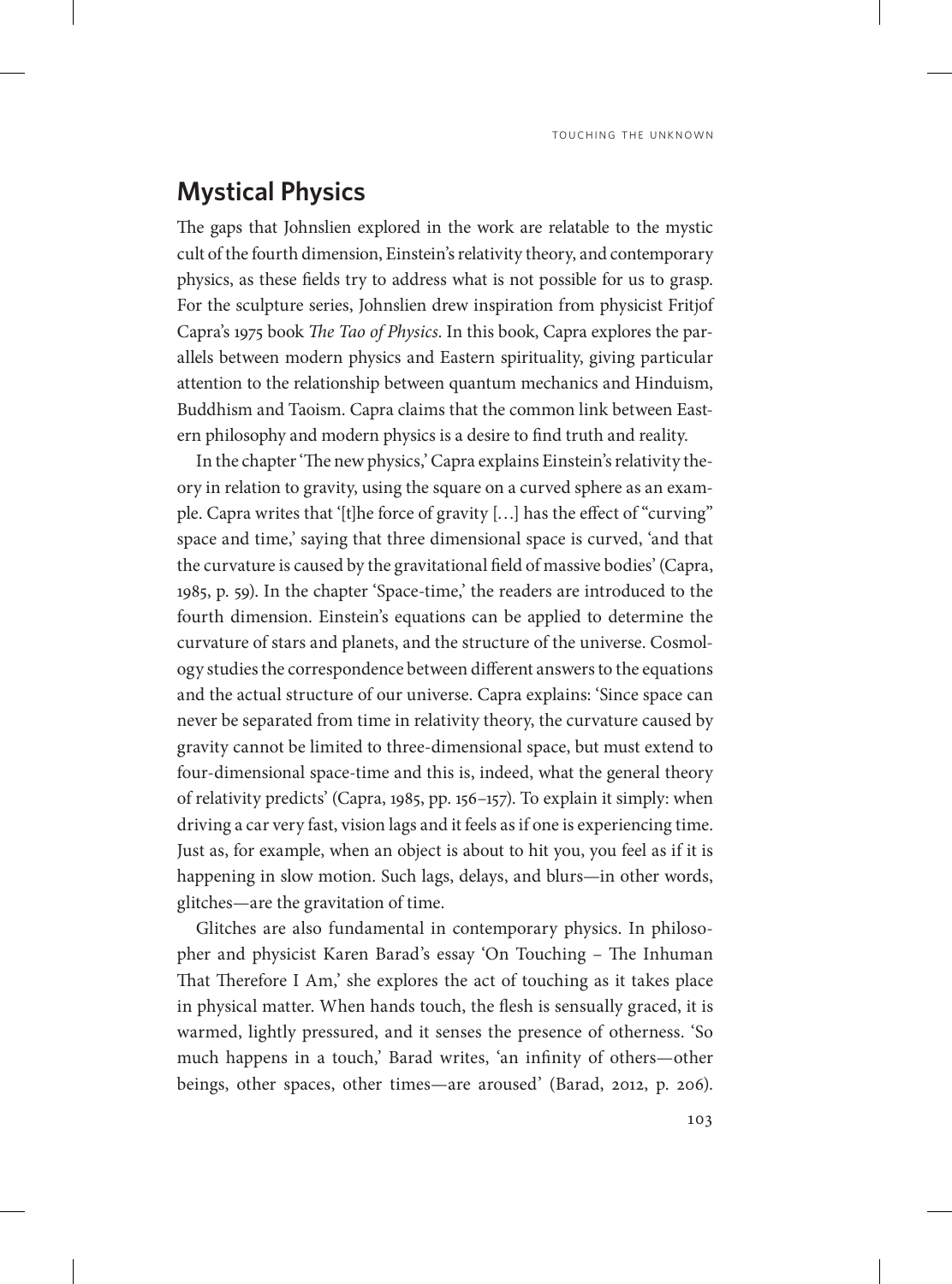## Mystical Physics

The gaps that Johnslien explored in the work are relatable to the mystic cult of the fourth dimension, Einstein's relativity theory, and contemporary physics, as these fields try to address what is not possible for us to grasp. For the sculpture series, Johnslien drew inspiration from physicist Fritjof Capra's 1975 book *The Tao of Physics*. In this book, Capra explores the parallels between modern physics and Eastern spirituality, giving particular attention to the relationship between quantum mechanics and Hinduism, Buddhism and Taoism. Capra claims that the common link between Eastern philosophy and modern physics is a desire to find truth and reality.

In the chapter 'The new physics,' Capra explains Einstein's relativity theory in relation to gravity, using the square on a curved sphere as an example. Capra writes that '[t]he force of gravity […] has the effect of "curving" space and time,' saying that three dimensional space is curved, 'and that the curvature is caused by the gravitational field of massive bodies' (Capra, 1985, p. 59). In the chapter 'Space-time,' the readers are introduced to the fourth dimension. Einstein's equations can be applied to determine the curvature of stars and planets, and the structure of the universe. Cosmology studies the correspondence between different answers to the equations and the actual structure of our universe. Capra explains: 'Since space can never be separated from time in relativity theory, the curvature caused by gravity cannot be limited to three-dimensional space, but must extend to four-dimensional space-time and this is, indeed, what the general theory of relativity predicts' (Capra, 1985, pp. 156–157). To explain it simply: when driving a car very fast, vision lags and it feels as if one is experiencing time. Just as, for example, when an object is about to hit you, you feel as if it is happening in slow motion. Such lags, delays, and blurs—in other words, glitches—are the gravitation of time.

Glitches are also fundamental in contemporary physics. In philosopher and physicist Karen Barad's essay 'On Touching – The Inhuman That Therefore I Am,' she explores the act of touching as it takes place in physical matter. When hands touch, the flesh is sensually graced, it is warmed, lightly pressured, and it senses the presence of otherness. 'So much happens in a touch,' Barad writes, 'an infinity of others—other beings, other spaces, other times—are aroused' (Barad, 2012, p. 206).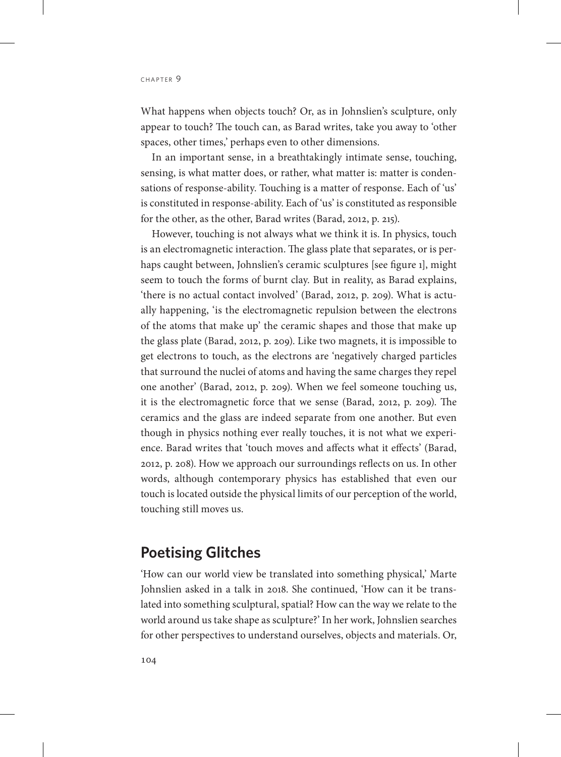What happens when objects touch? Or, as in Johnslien's sculpture, only appear to touch? The touch can, as Barad writes, take you away to 'other spaces, other times,' perhaps even to other dimensions.

In an important sense, in a breathtakingly intimate sense, touching, sensing, is what matter does, or rather, what matter is: matter is condensations of response-ability. Touching is a matter of response. Each of 'us' is constituted in response-ability. Each of 'us' is constituted as responsible for the other, as the other, Barad writes (Barad, 2012, p. 215).

However, touching is not always what we think it is. In physics, touch is an electromagnetic interaction. The glass plate that separates, or is perhaps caught between, Johnslien's ceramic sculptures [see figure 1], might seem to touch the forms of burnt clay. But in reality, as Barad explains, 'there is no actual contact involved' (Barad, 2012, p. 209). What is actually happening, 'is the electromagnetic repulsion between the electrons of the atoms that make up' the ceramic shapes and those that make up the glass plate (Barad, 2012, p. 209). Like two magnets, it is impossible to get electrons to touch, as the electrons are 'negatively charged particles that surround the nuclei of atoms and having the same charges they repel one another' (Barad, 2012, p. 209). When we feel someone touching us, it is the electromagnetic force that we sense (Barad, 2012, p. 209). The ceramics and the glass are indeed separate from one another. But even though in physics nothing ever really touches, it is not what we experience. Barad writes that 'touch moves and affects what it effects' (Barad, 2012, p. 208). How we approach our surroundings reflects on us. In other words, although contemporary physics has established that even our touch is located outside the physical limits of our perception of the world, touching still moves us.

## Poetising Glitches

'How can our world view be translated into something physical,' Marte Johnslien asked in a talk in 2018. She continued, 'How can it be translated into something sculptural, spatial? How can the way we relate to the world around us take shape as sculpture?' In her work, Johnslien searches for other perspectives to understand ourselves, objects and materials. Or,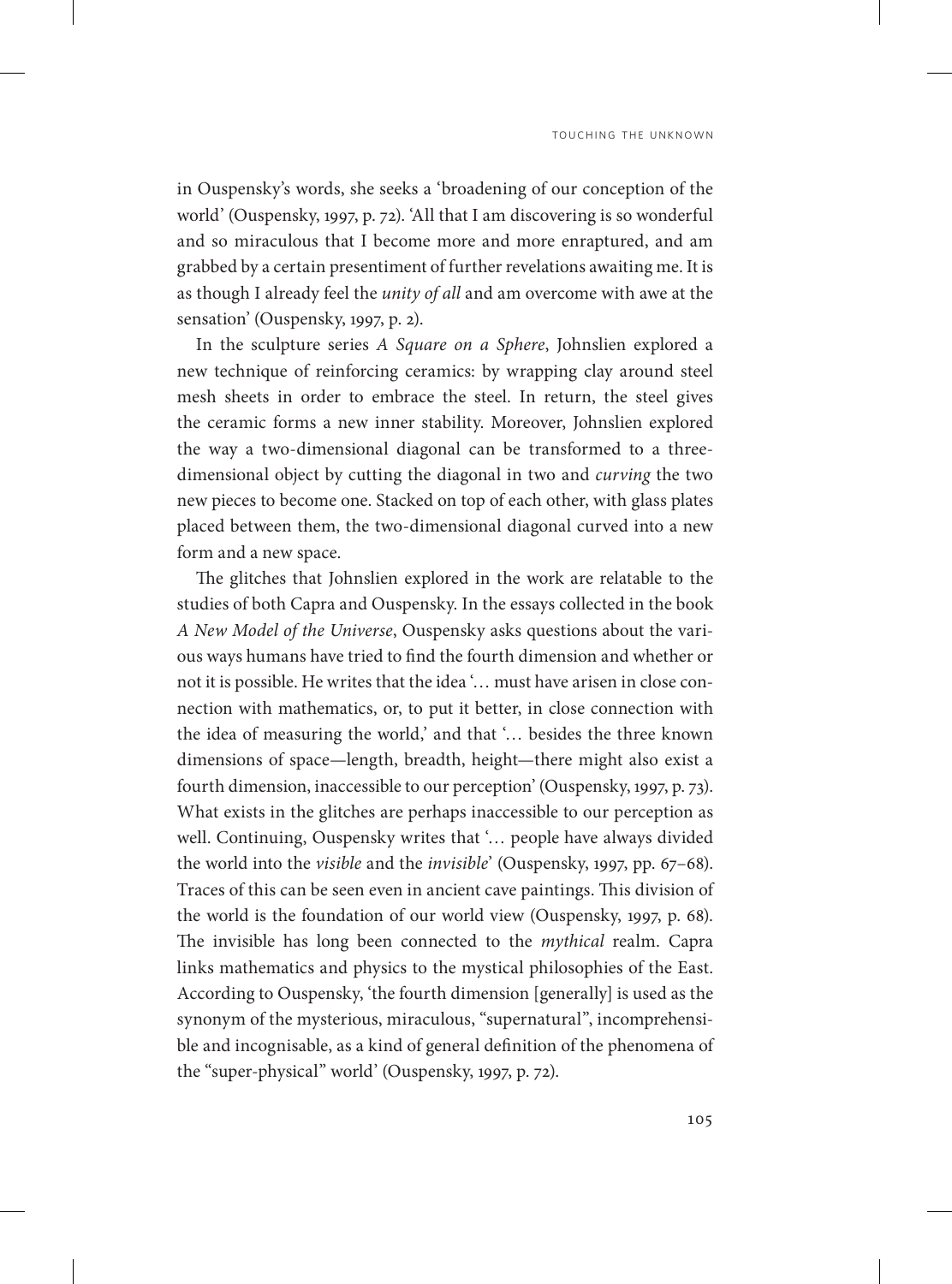in Ouspensky's words, she seeks a 'broadening of our conception of the world' (Ouspensky, 1997, p. 72). 'All that I am discovering is so wonderful and so miraculous that I become more and more enraptured, and am grabbed by a certain presentiment of further revelations awaiting me. It is as though I already feel the *unity of all* and am overcome with awe at the sensation' (Ouspensky, 1997, p. 2).

In the sculpture series *A Square on a Sphere*, Johnslien explored a new technique of reinforcing ceramics: by wrapping clay around steel mesh sheets in order to embrace the steel. In return, the steel gives the ceramic forms a new inner stability. Moreover, Johnslien explored the way a two-dimensional diagonal can be transformed to a three-dimensional object by cutting the diagonal in two and *curving* the two new pieces to become one. Stacked on top of each other, with glass plates placed between them, the two-dimensional diagonal curved into a new form and a new space.

The glitches that Johnslien explored in the work are relatable to the studies of both Capra and Ouspensky. In the essays collected in the book *A New Model of the Universe*, Ouspensky asks questions about the various ways humans have tried to find the fourth dimension and whether or not it is possible. He writes that the idea '… must have arisen in close connection with mathematics, or, to put it better, in close connection with the idea of measuring the world,' and that '… besides the three known dimensions of space—length, breadth, height—there might also exist a fourth dimension, inaccessible to our perception' (Ouspensky, 1997, p. 73). What exists in the glitches are perhaps inaccessible to our perception as well. Continuing, Ouspensky writes that '… people have always divided the world into the *visible* and the *invisible*' (Ouspensky, 1997, pp. 67–68). Traces of this can be seen even in ancient cave paintings. This division of the world is the foundation of our world view (Ouspensky, 1997, p. 68). The invisible has long been connected to the *mythical* realm. Capra links mathematics and physics to the mystical philosophies of the East. According to Ouspensky, 'the fourth dimension [generally] is used as the synonym of the mysterious, miraculous, "supernatural", incomprehensible and incognisable, as a kind of general definition of the phenomena of the "super-physical" world' (Ouspensky, 1997, p. 72).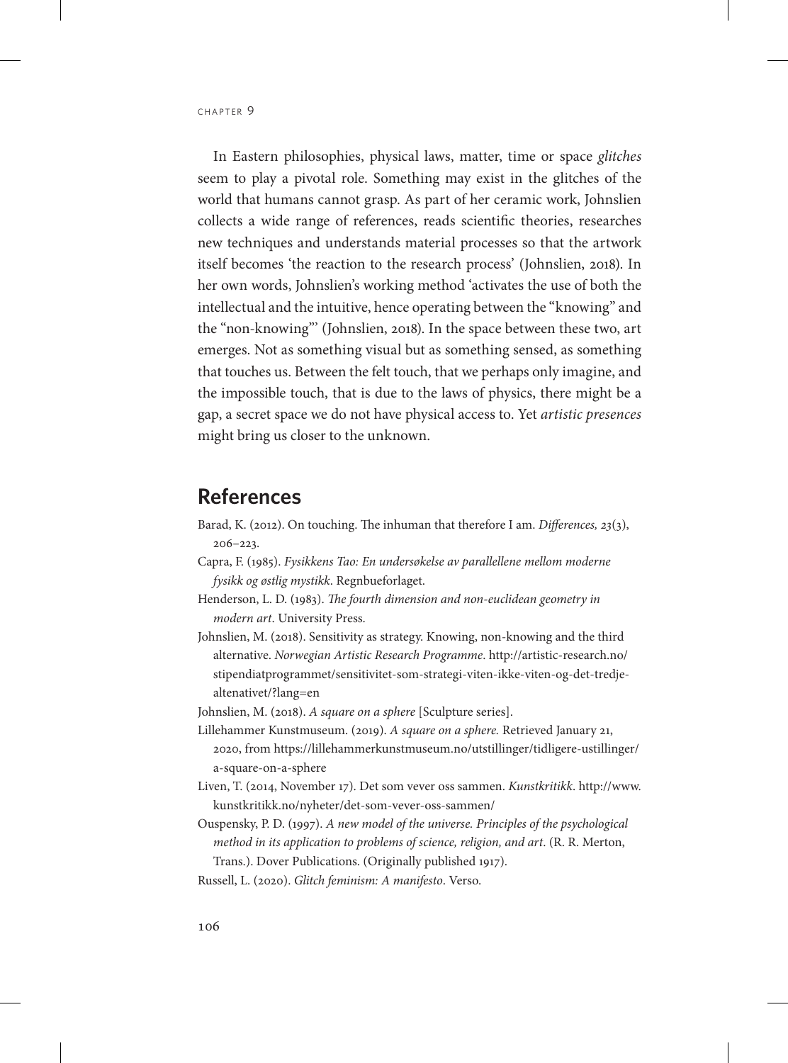In Eastern philosophies, physical laws, matter, time or space *glitches* seem to play a pivotal role. Something may exist in the glitches of the world that humans cannot grasp. As part of her ceramic work, Johnslien collects a wide range of references, reads scientific theories, researches new techniques and understands material processes so that the artwork itself becomes 'the reaction to the research process' (Johnslien, 2018). In her own words, Johnslien's working method 'activates the use of both the intellectual and the intuitive, hence operating between the "knowing" and the "non-knowing"' (Johnslien, 2018). In the space between these two, art emerges. Not as something visual but as something sensed, as something that touches us. Between the felt touch, that we perhaps only imagine, and the impossible touch, that is due to the laws of physics, there might be a gap, a secret space we do not have physical access to. Yet *artistic presences* might bring us closer to the unknown.

## References

Barad, K. (2012). On touching. The inhuman that therefore I am. *Differences, 23*(3), 206–223.

Capra, F. (1985). *Fysikkens Tao: En undersøkelse av parallellene mellom moderne fysikk og østlig mystikk*. Regnbueforlaget.

Henderson, L. D. (1983). *The fourth dimension and non-euclidean geometry in modern art*. University Press.

Johnslien, M. (2018). Sensitivity as strategy. Knowing, non-knowing and the third alternative. *Norwegian Artistic Research Programme*. http://artistic-research.no/stipendiatprogrammet/sensitivitet-som-strategi-viten-ikke-viten-og-det-tredje-altenativet/?lang=en

Johnslien, M. (2018). *A square on a sphere* [Sculpture series].

Lillehammer Kunstmuseum. (2019). *A square on a sphere.* Retrieved January 21, 2020, from https://lillehammerkunstmuseum.no/utstillinger/tidligere-ustillinger/a-square-on-a-sphere

Liven, T. (2014, November 17). Det som vever oss sammen. *Kunstkritikk*. http://www.kunstkritikk.no/nyheter/det-som-vever-oss-sammen/

Ouspensky, P. D. (1997). *A new model of the universe. Principles of the psychological method in its application to problems of science, religion, and art*. (R. R. Merton, Trans.). Dover Publications. (Originally published 1917).

Russell, L. (2020). *Glitch feminism: A manifesto*. Verso.